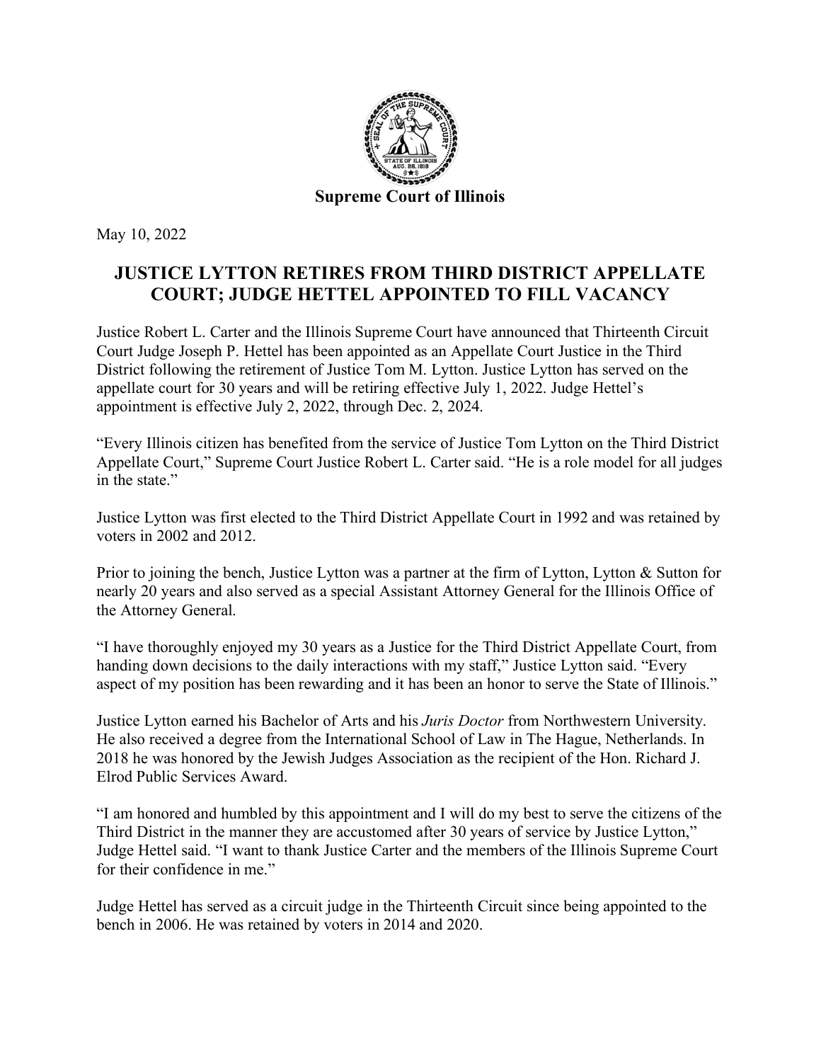**Supreme Court of Illinois**

May 10, 2022

# JUSTICE LYTTON RETIRES FROM THIRD DISTRICT APPELLATE COURT; JUDGE HETTEL APPOINTED TO FILL VACANCY

Justice Robert L. Carter and the Illinois Supreme Court have announced that Thirteenth Circuit Court Judge Joseph P. Hettel has been appointed as an Appellate Court Justice in the Third District following the retirement of Justice Tom M. Lytton. Justice Lytton has served on the appellate court for 30 years and will be retiring effective July 1, 2022. Judge Hettel's appointment is effective July 2, 2022, through Dec. 2, 2024.

"Every Illinois citizen has benefited from the service of Justice Tom Lytton on the Third District Appellate Court," Supreme Court Justice Robert L. Carter said. "He is a role model for all judges in the state."

Justice Lytton was first elected to the Third District Appellate Court in 1992 and was retained by voters in 2002 and 2012.

Prior to joining the bench, Justice Lytton was a partner at the firm of Lytton, Lytton & Sutton for nearly 20 years and also served as a special Assistant Attorney General for the Illinois Office of the Attorney General.

"I have thoroughly enjoyed my 30 years as a Justice for the Third District Appellate Court, from handing down decisions to the daily interactions with my staff," Justice Lytton said. "Every aspect of my position has been rewarding and it has been an honor to serve the State of Illinois."

Justice Lytton earned his Bachelor of Arts and his *Juris Doctor* from Northwestern University. He also received a degree from the International School of Law in The Hague, Netherlands. In 2018 he was honored by the Jewish Judges Association as the recipient of the Hon. Richard J. Elrod Public Services Award.

"I am honored and humbled by this appointment and I will do my best to serve the citizens of the Third District in the manner they are accustomed after 30 years of service by Justice Lytton," Judge Hettel said. "I want to thank Justice Carter and the members of the Illinois Supreme Court for their confidence in me."

Judge Hettel has served as a circuit judge in the Thirteenth Circuit since being appointed to the bench in 2006. He was retained by voters in 2014 and 2020.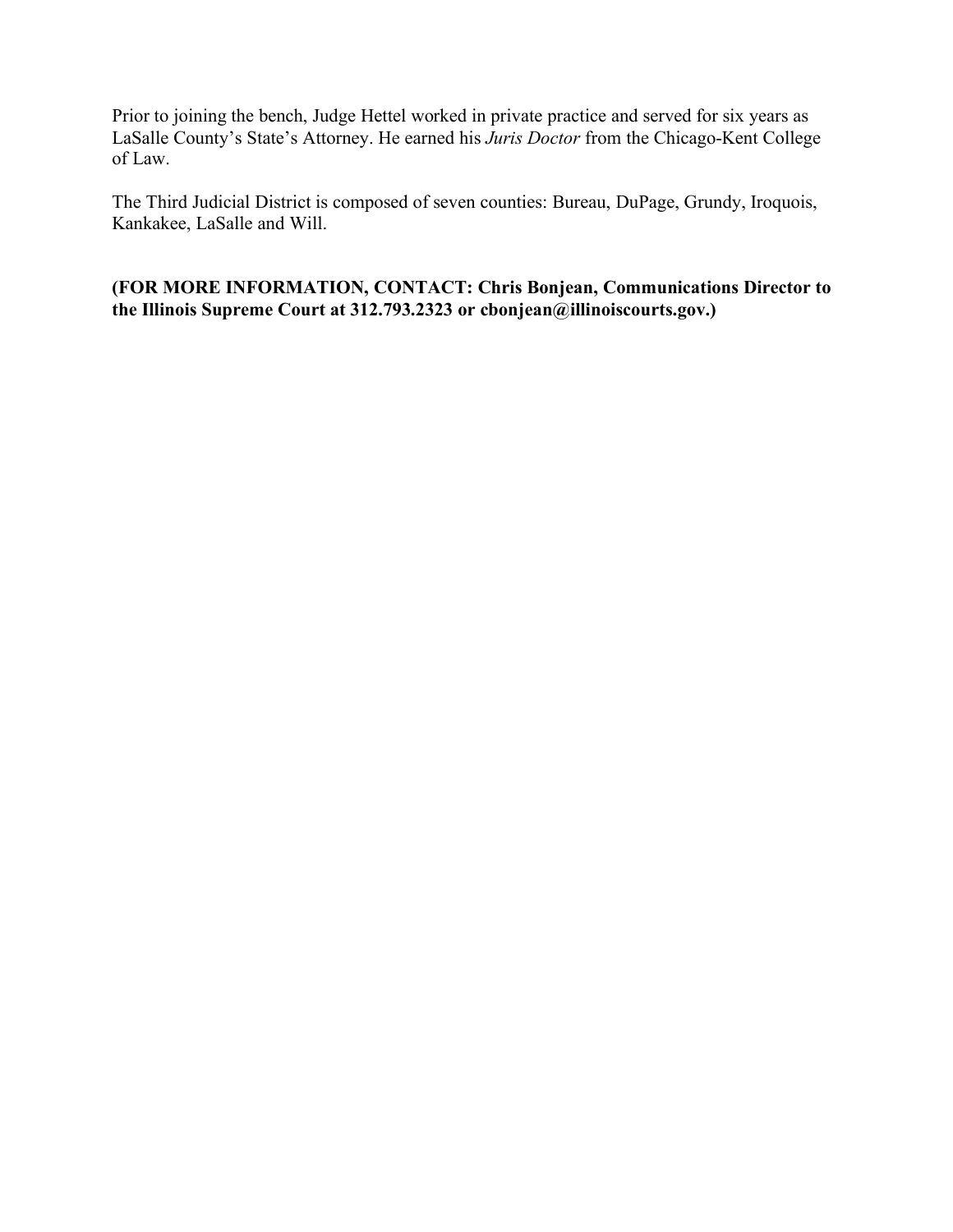Prior to joining the bench, Judge Hettel worked in private practice and served for six years as LaSalle County's State's Attorney. He earned his *Juris Doctor* from the Chicago-Kent College of Law.

The Third Judicial District is composed of seven counties: Bureau, DuPage, Grundy, Iroquois, Kankakee, LaSalle and Will.

**(FOR MORE INFORMATION, CONTACT: Chris Bonjean, Communications Director to the Illinois Supreme Court at 312.793.2323 or cbonjean@illinoiscourts.gov.)**